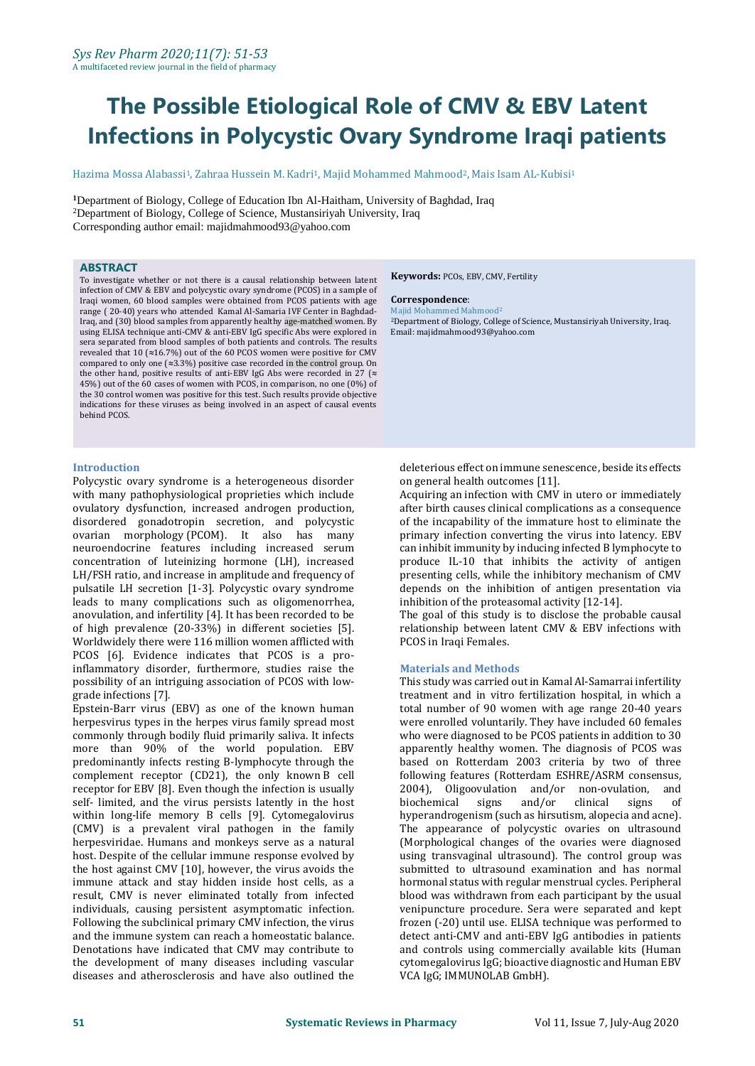# The Possible Etiological Role of CMV & EBV Latent Infections in Polycystic Ovary Syndrome Iraqi patients

Hazima Mossa Alabassi[1], Zahraa Hussein M. Kadri[1], Majid Mohammed Mahmood[2], Mais Isam AL-Kubisi[1]

[1]Department of Biology, College of Education Ibn Al-Haitham, University of Baghdad, Iraq
[2]Department of Biology, College of Science, Mustansiriyah University, Iraq
Corresponding author email: majidmahmood93@yahoo.com

## ABSTRACT

To investigate whether or not there is a causal relationship between latent infection of CMV & EBV and polycystic ovary syndrome (PCOS) in a sample of Iraqi women, 60 blood samples were obtained from PCOS patients with age range ( 20-40) years who attended Kamal Al-Samaria IVF Center in Baghdad-Iraq, and (30) blood samples from apparently healthy age-matched women. By using ELISA technique anti-CMV & anti-EBV IgG specific Abs were explored in sera separated from blood samples of both patients and controls. The results revealed that 10 (≈16.7%) out of the 60 PCOS women were positive for CMV compared to only one (≈3.3%) positive case recorded in the control group. On the other hand, positive results of anti-EBV IgG Abs were recorded in 27 (≈ 45%) out of the 60 cases of women with PCOS, in comparison, no one (0%) of the 30 control women was positive for this test. Such results provide objective indications for these viruses as being involved in an aspect of causal events behind PCOS.

**Keywords:** PCOs, EBV, CMV, Fertility

**Correspondence**:
Majid Mohammed Mahmood[2]
[2]Department of Biology, College of Science, Mustansiriyah University, Iraq.
Email: majidmahmood93@yahoo.com

## Introduction

Polycystic ovary syndrome is a heterogeneous disorder with many pathophysiological proprieties which include ovulatory dysfunction, increased androgen production, disordered gonadotropin secretion, and polycystic ovarian morphology (PCOM). It also has many neuroendocrine features including increased serum concentration of luteinizing hormone (LH), increased LH/FSH ratio, and increase in amplitude and frequency of pulsatile LH secretion [1-3]. Polycystic ovary syndrome leads to many complications such as oligomenorrhea, anovulation, and infertility [4]. It has been recorded to be of high prevalence (20-33%) in different societies [5]. Worldwidely there were 116 million women afflicted with PCOS [6]. Evidence indicates that PCOS is a pro-inflammatory disorder, furthermore, studies raise the possibility of an intriguing association of PCOS with low-grade infections [7].

Epstein-Barr virus (EBV) as one of the known human herpesvirus types in the herpes virus family spread most commonly through bodily fluid primarily saliva. It infects more than 90% of the world population. EBV predominantly infects resting B-lymphocyte through the complement receptor (CD21), the only known B cell receptor for EBV [8]. Even though the infection is usually self- limited, and the virus persists latently in the host within long-life memory B cells [9]. Cytomegalovirus (CMV) is a prevalent viral pathogen in the family herpesviridae. Humans and monkeys serve as a natural host. Despite of the cellular immune response evolved by the host against CMV [10], however, the virus avoids the immune attack and stay hidden inside host cells, as a result, CMV is never eliminated totally from infected individuals, causing persistent asymptomatic infection. Following the subclinical primary CMV infection, the virus and the immune system can reach a homeostatic balance. Denotations have indicated that CMV may contribute to the development of many diseases including vascular diseases and atherosclerosis and have also outlined the deleterious effect on immune senescence, beside its effects on general health outcomes [11].

Acquiring an infection with CMV in utero or immediately after birth causes clinical complications as a consequence of the incapability of the immature host to eliminate the primary infection converting the virus into latency. EBV can inhibit immunity by inducing infected B lymphocyte to produce IL-10 that inhibits the activity of antigen presenting cells, while the inhibitory mechanism of CMV depends on the inhibition of antigen presentation via inhibition of the proteasomal activity [12-14].

The goal of this study is to disclose the probable causal relationship between latent CMV & EBV infections with PCOS in Iraqi Females.

## Materials and Methods

This study was carried out in Kamal Al-Samarrai infertility treatment and in vitro fertilization hospital, in which a total number of 90 women with age range 20-40 years were enrolled voluntarily. They have included 60 females who were diagnosed to be PCOS patients in addition to 30 apparently healthy women. The diagnosis of PCOS was based on Rotterdam 2003 criteria by two of three following features (Rotterdam ESHRE/ASRM consensus, 2004), Oligoovulation and/or non-ovulation, and biochemical signs and/or clinical signs of hyperandrogenism (such as hirsutism, alopecia and acne). The appearance of polycystic ovaries on ultrasound (Morphological changes of the ovaries were diagnosed using transvaginal ultrasound). The control group was submitted to ultrasound examination and has normal hormonal status with regular menstrual cycles. Peripheral blood was withdrawn from each participant by the usual venipuncture procedure. Sera were separated and kept frozen (-20) until use. ELISA technique was performed to detect anti-CMV and anti-EBV IgG antibodies in patients and controls using commercially available kits (Human cytomegalovirus IgG; bioactive diagnostic and Human EBV VCA IgG; IMMUNOLAB GmbH).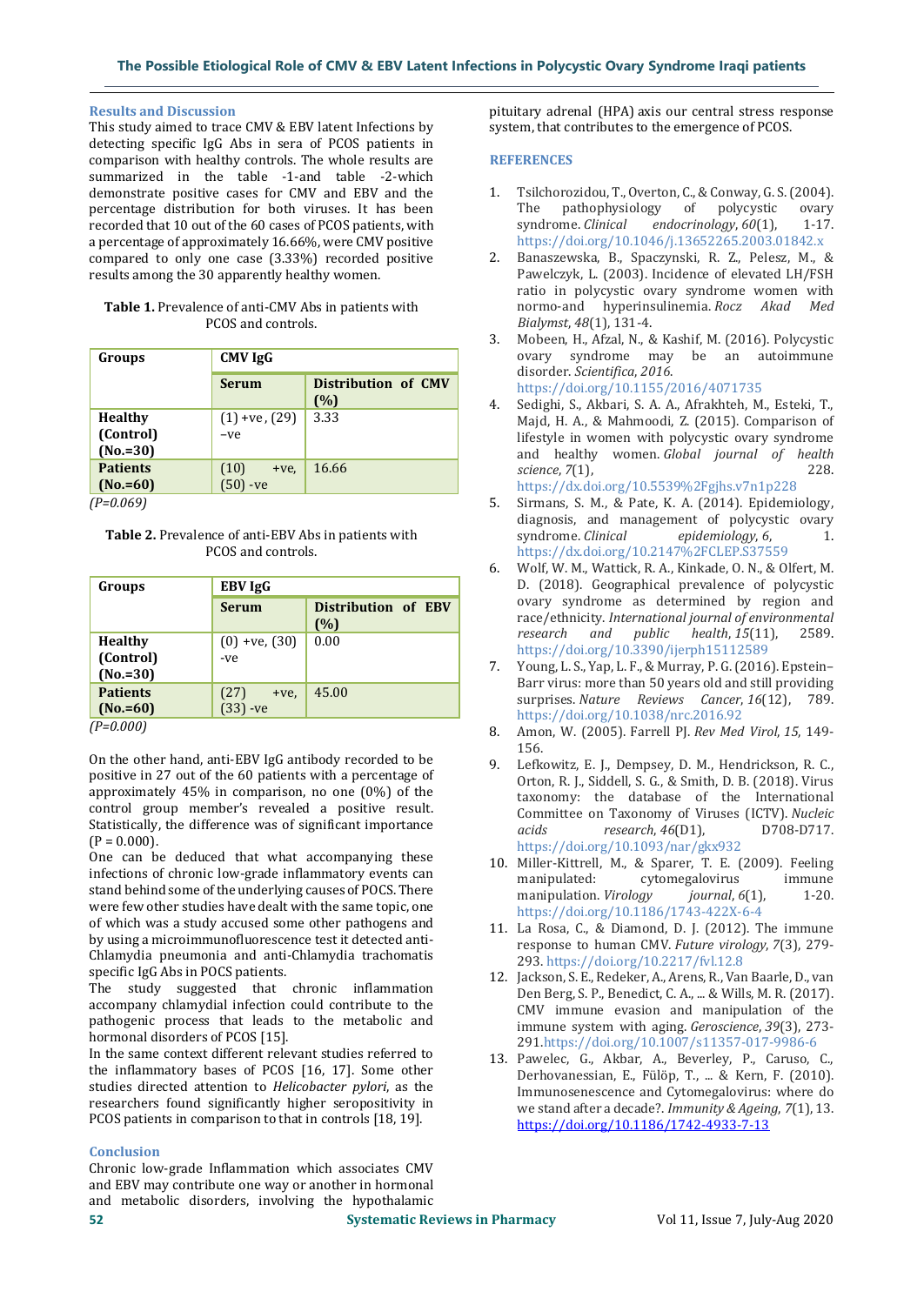## Results and Discussion

This study aimed to trace CMV & EBV latent Infections by detecting specific IgG Abs in sera of PCOS patients in comparison with healthy controls. The whole results are summarized in the table -1-and table -2-which demonstrate positive cases for CMV and EBV and the percentage distribution for both viruses. It has been recorded that 10 out of the 60 cases of PCOS patients, with a percentage of approximately 16.66%, were CMV positive compared to only one case (3.33%) recorded positive results among the 30 apparently healthy women.

**Table 1.** Prevalence of anti-CMV Abs in patients with PCOS and controls.

| Groups | CMV IgG | |
|---|---|---|
| | **Serum** | **Distribution of CMV (%)** |
| **Healthy (Control) (No.=30)** | (1) +ve, (29) –ve | 3.33 |
| **Patients (No.=60)** | (10) +ve, (50) -ve | 16.66 |

*(P=0.069)*

**Table 2.** Prevalence of anti-EBV Abs in patients with PCOS and controls.

| Groups | EBV IgG | |
|---|---|---|
| | **Serum** | **Distribution of EBV (%)** |
| **Healthy (Control) (No.=30)** | (0) +ve, (30) -ve | 0.00 |
| **Patients (No.=60)** | (27) +ve, (33) -ve | 45.00 |

*(P=0.000)*

On the other hand, anti-EBV IgG antibody recorded to be positive in 27 out of the 60 patients with a percentage of approximately 45% in comparison, no one (0%) of the control group member's revealed a positive result. Statistically, the difference was of significant importance (P = 0.000).

One can be deduced that what accompanying these infections of chronic low-grade inflammatory events can stand behind some of the underlying causes of POCS. There were few other studies have dealt with the same topic, one of which was a study accused some other pathogens and by using a microimmunofluorescence test it detected anti-Chlamydia pneumonia and anti-Chlamydia trachomatis specific IgG Abs in POCS patients.

The study suggested that chronic inflammation accompany chlamydial infection could contribute to the pathogenic process that leads to the metabolic and hormonal disorders of PCOS [15].

In the same context different relevant studies referred to the inflammatory bases of PCOS [16, 17]. Some other studies directed attention to *Helicobacter pylori*, as the researchers found significantly higher seropositivity in PCOS patients in comparison to that in controls [18, 19].

## Conclusion

Chronic low-grade Inflammation which associates CMV and EBV may contribute one way or another in hormonal and metabolic disorders, involving the hypothalamic pituitary adrenal (HPA) axis our central stress response system, that contributes to the emergence of PCOS.

## REFERENCES

1. Tsilchorozidou, T., Overton, C., & Conway, G. S. (2004). The pathophysiology of polycystic ovary syndrome. *Clinical endocrinology*, *60*(1), 1-17. https://doi.org/10.1046/j.13652265.2003.01842.x
2. Banaszewska, B., Spaczynski, R. Z., Pelesz, M., & Pawelczyk, L. (2003). Incidence of elevated LH/FSH ratio in polycystic ovary syndrome women with normo-and hyperinsulinemia. *Rocz Akad Med Bialymst*, *48*(1), 131-4.
3. Mobeen, H., Afzal, N., & Kashif, M. (2016). Polycystic ovary syndrome may be an autoimmune disorder. *Scientifica*, *2016*. https://doi.org/10.1155/2016/4071735
4. Sedighi, S., Akbari, S. A. A., Afrakhteh, M., Esteki, T., Majd, H. A., & Mahmoodi, Z. (2015). Comparison of lifestyle in women with polycystic ovary syndrome and healthy women. *Global journal of health science*, *7*(1), 228. https://dx.doi.org/10.5539%2Fgjhs.v7n1p228
5. Sirmans, S. M., & Pate, K. A. (2014). Epidemiology, diagnosis, and management of polycystic ovary syndrome. *Clinical epidemiology*, *6*, 1. https://dx.doi.org/10.2147%2FCLEP.S37559
6. Wolf, W. M., Wattick, R. A., Kinkade, O. N., & Olfert, M. D. (2018). Geographical prevalence of polycystic ovary syndrome as determined by region and race/ethnicity. *International journal of environmental research and public health*, *15*(11), 2589. https://doi.org/10.3390/ijerph15112589
7. Young, L. S., Yap, L. F., & Murray, P. G. (2016). Epstein–Barr virus: more than 50 years old and still providing surprises. *Nature Reviews Cancer*, *16*(12), 789. https://doi.org/10.1038/nrc.2016.92
8. Amon, W. (2005). Farrell PJ. *Rev Med Virol*, *15*, 149-156.
9. Lefkowitz, E. J., Dempsey, D. M., Hendrickson, R. C., Orton, R. J., Siddell, S. G., & Smith, D. B. (2018). Virus taxonomy: the database of the International Committee on Taxonomy of Viruses (ICTV). *Nucleic acids research*, *46*(D1), D708-D717. https://doi.org/10.1093/nar/gkx932
10. Miller-Kittrell, M., & Sparer, T. E. (2009). Feeling manipulated: cytomegalovirus immune manipulation. *Virology journal*, *6*(1), 1-20. https://doi.org/10.1186/1743-422X-6-4
11. La Rosa, C., & Diamond, D. J. (2012). The immune response to human CMV. *Future virology*, *7*(3), 279-293. https://doi.org/10.2217/fvl.12.8
12. Jackson, S. E., Redeker, A., Arens, R., Van Baarle, D., van Den Berg, S. P., Benedict, C. A., ... & Wills, M. R. (2017). CMV immune evasion and manipulation of the immune system with aging. *Geroscience*, *39*(3), 273-291. https://doi.org/10.1007/s11357-017-9986-6
13. Pawelec, G., Akbar, A., Beverley, P., Caruso, C., Derhovanessian, E., Fülöp, T., ... & Kern, F. (2010). Immunosenescence and Cytomegalovirus: where do we stand after a decade?. *Immunity & Ageing*, *7*(1), 13. https://doi.org/10.1186/1742-4933-7-13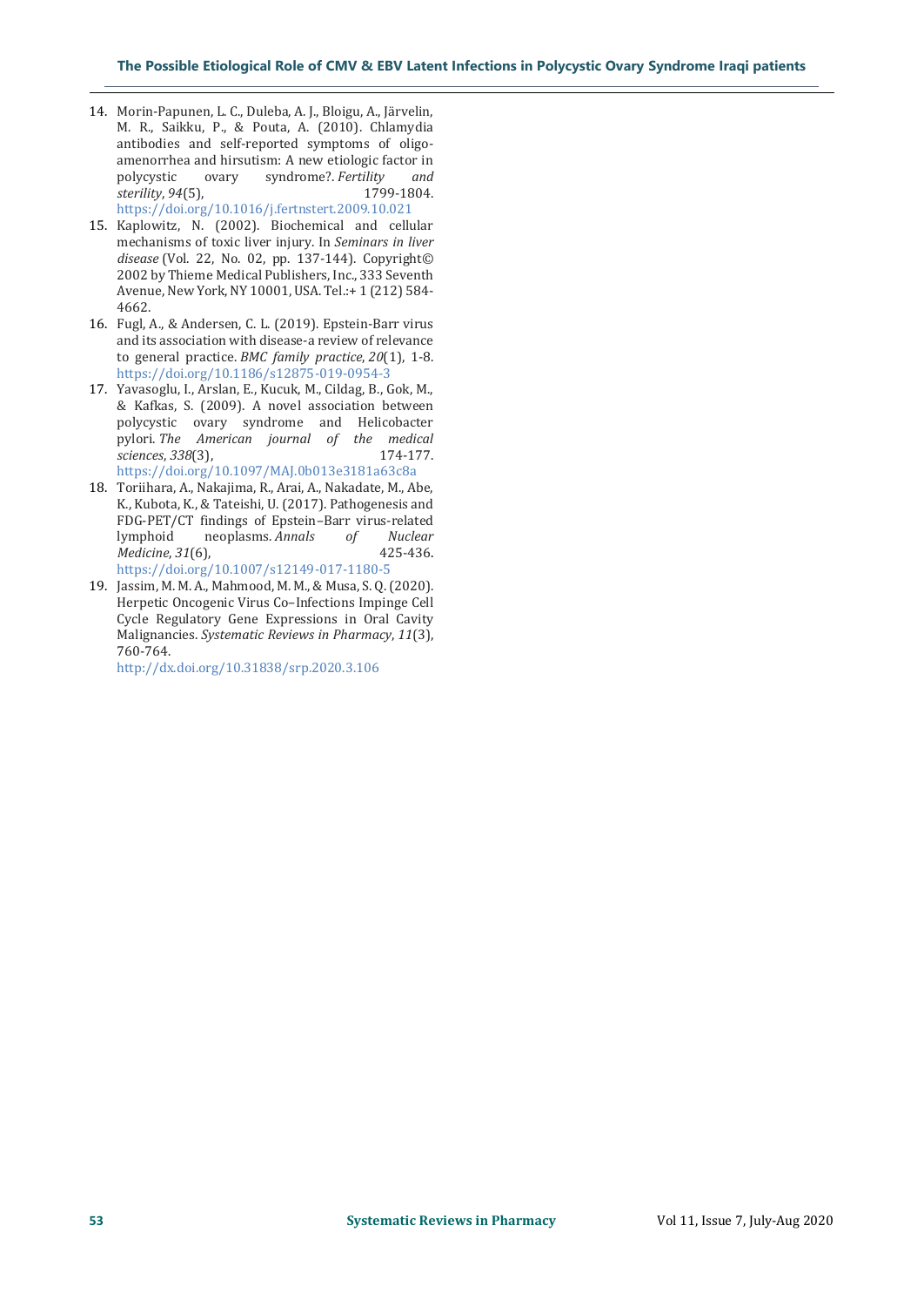14. Morin-Papunen, L. C., Duleba, A. J., Bloigu, A., Järvelin, M. R., Saikku, P., & Pouta, A. (2010). Chlamydia antibodies and self-reported symptoms of oligo-amenorrhea and hirsutism: A new etiologic factor in polycystic ovary syndrome?. *Fertility and sterility*, *94*(5), 1799-1804. https://doi.org/10.1016/j.fertnstert.2009.10.021
15. Kaplowitz, N. (2002). Biochemical and cellular mechanisms of toxic liver injury. In *Seminars in liver disease* (Vol. 22, No. 02, pp. 137-144). Copyright© 2002 by Thieme Medical Publishers, Inc., 333 Seventh Avenue, New York, NY 10001, USA. Tel.:+ 1 (212) 584-4662.
16. Fugl, A., & Andersen, C. L. (2019). Epstein-Barr virus and its association with disease-a review of relevance to general practice. *BMC family practice*, *20*(1), 1-8. https://doi.org/10.1186/s12875-019-0954-3
17. Yavasoglu, I., Arslan, E., Kucuk, M., Cildag, B., Gok, M., & Kafkas, S. (2009). A novel association between polycystic ovary syndrome and Helicobacter pylori. *The American journal of the medical sciences*, *338*(3), 174-177. https://doi.org/10.1097/MAJ.0b013e3181a63c8a
18. Toriihara, A., Nakajima, R., Arai, A., Nakadate, M., Abe, K., Kubota, K., & Tateishi, U. (2017). Pathogenesis and FDG-PET/CT findings of Epstein–Barr virus-related lymphoid neoplasms. *Annals of Nuclear Medicine*, *31*(6), 425-436. https://doi.org/10.1007/s12149-017-1180-5
19. Jassim, M. M. A., Mahmood, M. M., & Musa, S. Q. (2020). Herpetic Oncogenic Virus Co–Infections Impinge Cell Cycle Regulatory Gene Expressions in Oral Cavity Malignancies. *Systematic Reviews in Pharmacy*, *11*(3), 760-764. http://dx.doi.org/10.31838/srp.2020.3.106